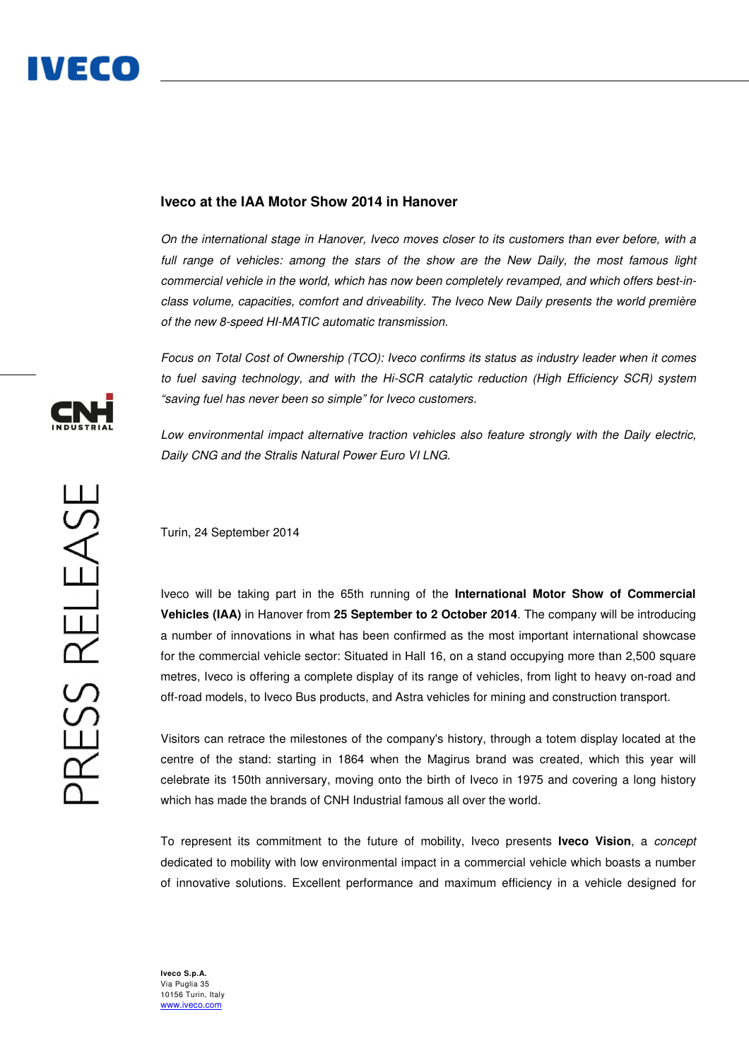## Iveco at the IAA Motor Show 2014 in Hanover

*On the international stage in Hanover, Iveco moves closer to its customers than ever before, with a full range of vehicles: among the stars of the show are the New Daily, the most famous light commercial vehicle in the world, which has now been completely revamped, and which offers best-in-class volume, capacities, comfort and driveability. The Iveco New Daily presents the world première of the new 8-speed HI-MATIC automatic transmission.*

*Focus on Total Cost of Ownership (TCO): Iveco confirms its status as industry leader when it comes to fuel saving technology, and with the Hi-SCR catalytic reduction (High Efficiency SCR) system "saving fuel has never been so simple" for Iveco customers.*

*Low environmental impact alternative traction vehicles also feature strongly with the Daily electric, Daily CNG and the Stralis Natural Power Euro VI LNG.*

Turin, 24 September 2014

Iveco will be taking part in the 65th running of the **International Motor Show of Commercial Vehicles (IAA)** in Hanover from **25 September to 2 October 2014**. The company will be introducing a number of innovations in what has been confirmed as the most important international showcase for the commercial vehicle sector: Situated in Hall 16, on a stand occupying more than 2,500 square metres, Iveco is offering a complete display of its range of vehicles, from light to heavy on-road and off-road models, to Iveco Bus products, and Astra vehicles for mining and construction transport.

Visitors can retrace the milestones of the company's history, through a totem display located at the centre of the stand: starting in 1864 when the Magirus brand was created, which this year will celebrate its 150th anniversary, moving onto the birth of Iveco in 1975 and covering a long history which has made the brands of CNH Industrial famous all over the world.

To represent its commitment to the future of mobility, Iveco presents **Iveco Vision**, a *concept* dedicated to mobility with low environmental impact in a commercial vehicle which boasts a number of innovative solutions. Excellent performance and maximum efficiency in a vehicle designed for

**Iveco S.p.A.**
Via Puglia 35
10156 Turin, Italy
www.iveco.com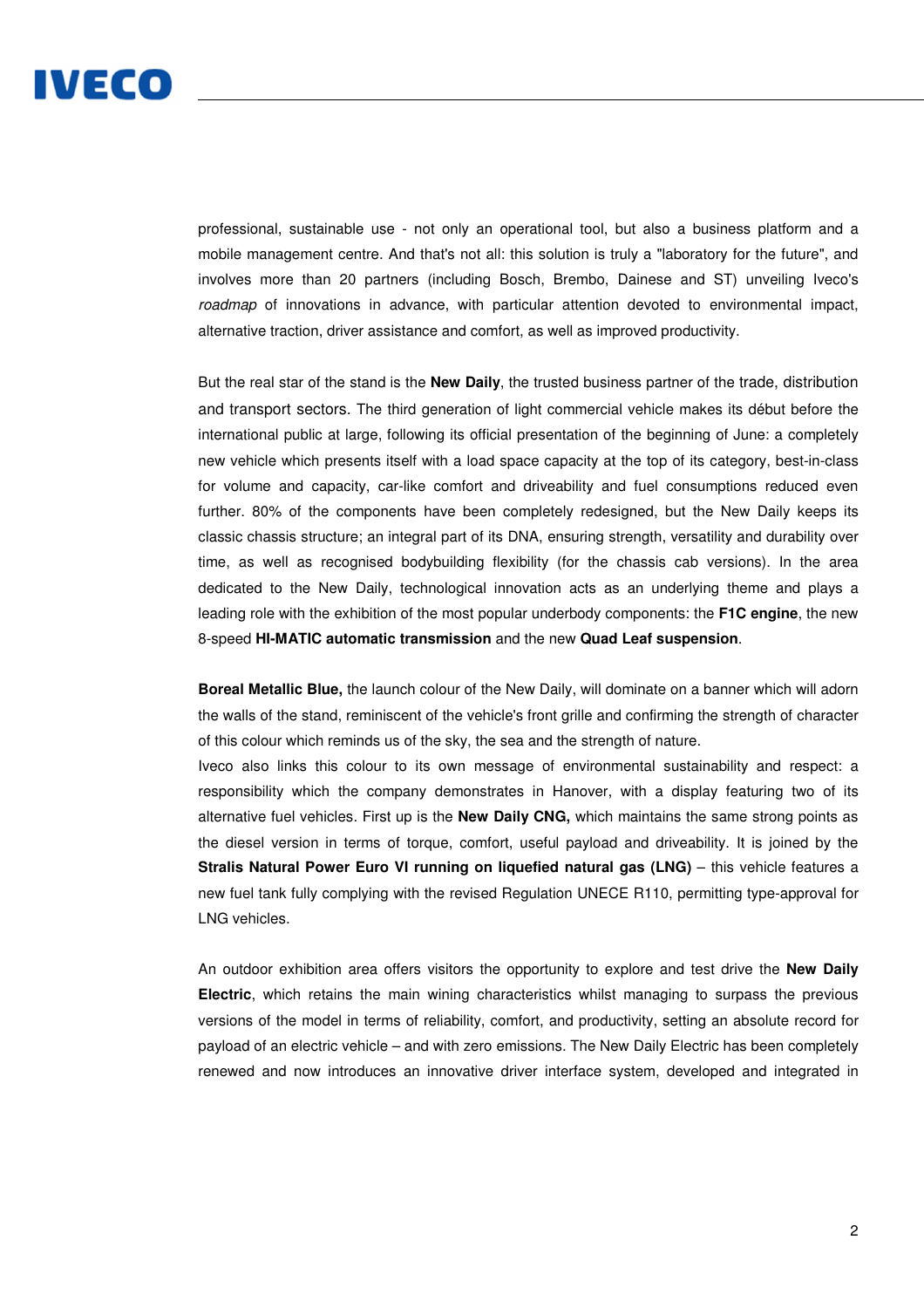professional, sustainable use - not only an operational tool, but also a business platform and a mobile management centre. And that's not all: this solution is truly a "laboratory for the future", and involves more than 20 partners (including Bosch, Brembo, Dainese and ST) unveiling Iveco's *roadmap* of innovations in advance, with particular attention devoted to environmental impact, alternative traction, driver assistance and comfort, as well as improved productivity.

But the real star of the stand is the **New Daily**, the trusted business partner of the trade, distribution and transport sectors. The third generation of light commercial vehicle makes its début before the international public at large, following its official presentation of the beginning of June: a completely new vehicle which presents itself with a load space capacity at the top of its category, best-in-class for volume and capacity, car-like comfort and driveability and fuel consumptions reduced even further. 80% of the components have been completely redesigned, but the New Daily keeps its classic chassis structure; an integral part of its DNA, ensuring strength, versatility and durability over time, as well as recognised bodybuilding flexibility (for the chassis cab versions). In the area dedicated to the New Daily, technological innovation acts as an underlying theme and plays a leading role with the exhibition of the most popular underbody components: the **F1C engine**, the new 8-speed **HI-MATIC automatic transmission** and the new **Quad Leaf suspension**.

**Boreal Metallic Blue,** the launch colour of the New Daily, will dominate on a banner which will adorn the walls of the stand, reminiscent of the vehicle's front grille and confirming the strength of character of this colour which reminds us of the sky, the sea and the strength of nature.
Iveco also links this colour to its own message of environmental sustainability and respect: a responsibility which the company demonstrates in Hanover, with a display featuring two of its alternative fuel vehicles. First up is the **New Daily CNG,** which maintains the same strong points as the diesel version in terms of torque, comfort, useful payload and driveability. It is joined by the **Stralis Natural Power Euro VI running on liquefied natural gas (LNG)** – this vehicle features a new fuel tank fully complying with the revised Regulation UNECE R110, permitting type-approval for LNG vehicles.

An outdoor exhibition area offers visitors the opportunity to explore and test drive the **New Daily Electric**, which retains the main wining characteristics whilst managing to surpass the previous versions of the model in terms of reliability, comfort, and productivity, setting an absolute record for payload of an electric vehicle – and with zero emissions. The New Daily Electric has been completely renewed and now introduces an innovative driver interface system, developed and integrated in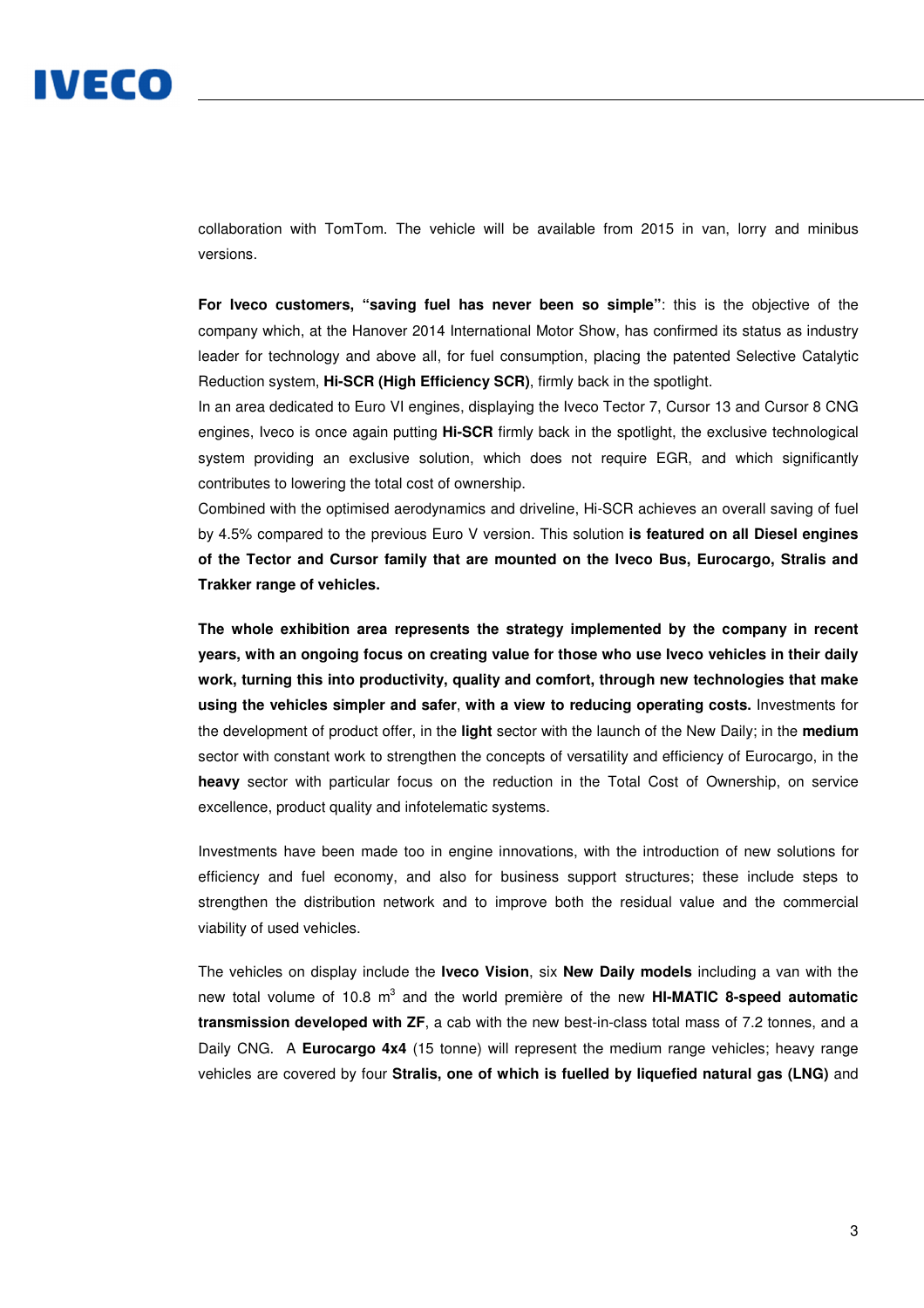collaboration with TomTom. The vehicle will be available from 2015 in van, lorry and minibus versions.

**For Iveco customers, "saving fuel has never been so simple"**: this is the objective of the company which, at the Hanover 2014 International Motor Show, has confirmed its status as industry leader for technology and above all, for fuel consumption, placing the patented Selective Catalytic Reduction system, **Hi-SCR (High Efficiency SCR)**, firmly back in the spotlight.
In an area dedicated to Euro VI engines, displaying the Iveco Tector 7, Cursor 13 and Cursor 8 CNG engines, Iveco is once again putting **Hi-SCR** firmly back in the spotlight, the exclusive technological system providing an exclusive solution, which does not require EGR, and which significantly contributes to lowering the total cost of ownership.
Combined with the optimised aerodynamics and driveline, Hi-SCR achieves an overall saving of fuel by 4.5% compared to the previous Euro V version. This solution **is featured on all Diesel engines of the Tector and Cursor family that are mounted on the Iveco Bus, Eurocargo, Stralis and Trakker range of vehicles.**

**The whole exhibition area represents the strategy implemented by the company in recent years, with an ongoing focus on creating value for those who use Iveco vehicles in their daily work, turning this into productivity, quality and comfort, through new technologies that make using the vehicles simpler and safer**, **with a view to reducing operating costs.** Investments for the development of product offer, in the **light** sector with the launch of the New Daily; in the **medium** sector with constant work to strengthen the concepts of versatility and efficiency of Eurocargo, in the **heavy** sector with particular focus on the reduction in the Total Cost of Ownership, on service excellence, product quality and infotelematic systems.

Investments have been made too in engine innovations, with the introduction of new solutions for efficiency and fuel economy, and also for business support structures; these include steps to strengthen the distribution network and to improve both the residual value and the commercial viability of used vehicles.

The vehicles on display include the **Iveco Vision**, six **New Daily models** including a van with the new total volume of 10.8 $m^3$ and the world première of the new **HI-MATIC 8-speed automatic transmission developed with ZF**, a cab with the new best-in-class total mass of 7.2 tonnes, and a Daily CNG. A **Eurocargo 4x4** (15 tonne) will represent the medium range vehicles; heavy range vehicles are covered by four **Stralis, one of which is fuelled by liquefied natural gas (LNG)** and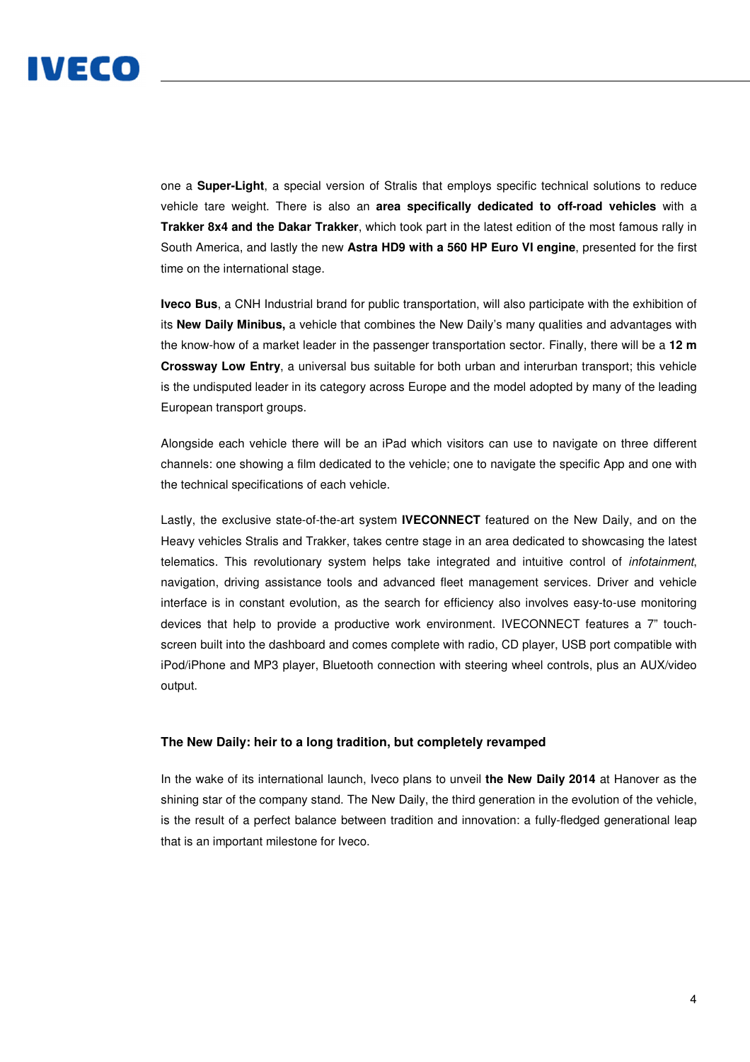one a **Super-Light**, a special version of Stralis that employs specific technical solutions to reduce vehicle tare weight. There is also an **area specifically dedicated to off-road vehicles** with a **Trakker 8x4 and the Dakar Trakker**, which took part in the latest edition of the most famous rally in South America, and lastly the new **Astra HD9 with a 560 HP Euro VI engine**, presented for the first time on the international stage.

**Iveco Bus**, a CNH Industrial brand for public transportation, will also participate with the exhibition of its **New Daily Minibus,** a vehicle that combines the New Daily's many qualities and advantages with the know-how of a market leader in the passenger transportation sector. Finally, there will be a **12 m Crossway Low Entry**, a universal bus suitable for both urban and interurban transport; this vehicle is the undisputed leader in its category across Europe and the model adopted by many of the leading European transport groups.

Alongside each vehicle there will be an iPad which visitors can use to navigate on three different channels: one showing a film dedicated to the vehicle; one to navigate the specific App and one with the technical specifications of each vehicle.

Lastly, the exclusive state-of-the-art system **IVECONNECT** featured on the New Daily, and on the Heavy vehicles Stralis and Trakker, takes centre stage in an area dedicated to showcasing the latest telematics. This revolutionary system helps take integrated and intuitive control of *infotainment*, navigation, driving assistance tools and advanced fleet management services. Driver and vehicle interface is in constant evolution, as the search for efficiency also involves easy-to-use monitoring devices that help to provide a productive work environment. IVECONNECT features a 7" touch-screen built into the dashboard and comes complete with radio, CD player, USB port compatible with iPod/iPhone and MP3 player, Bluetooth connection with steering wheel controls, plus an AUX/video output.

### The New Daily: heir to a long tradition, but completely revamped

In the wake of its international launch, Iveco plans to unveil **the New Daily 2014** at Hanover as the shining star of the company stand. The New Daily, the third generation in the evolution of the vehicle, is the result of a perfect balance between tradition and innovation: a fully-fledged generational leap that is an important milestone for Iveco.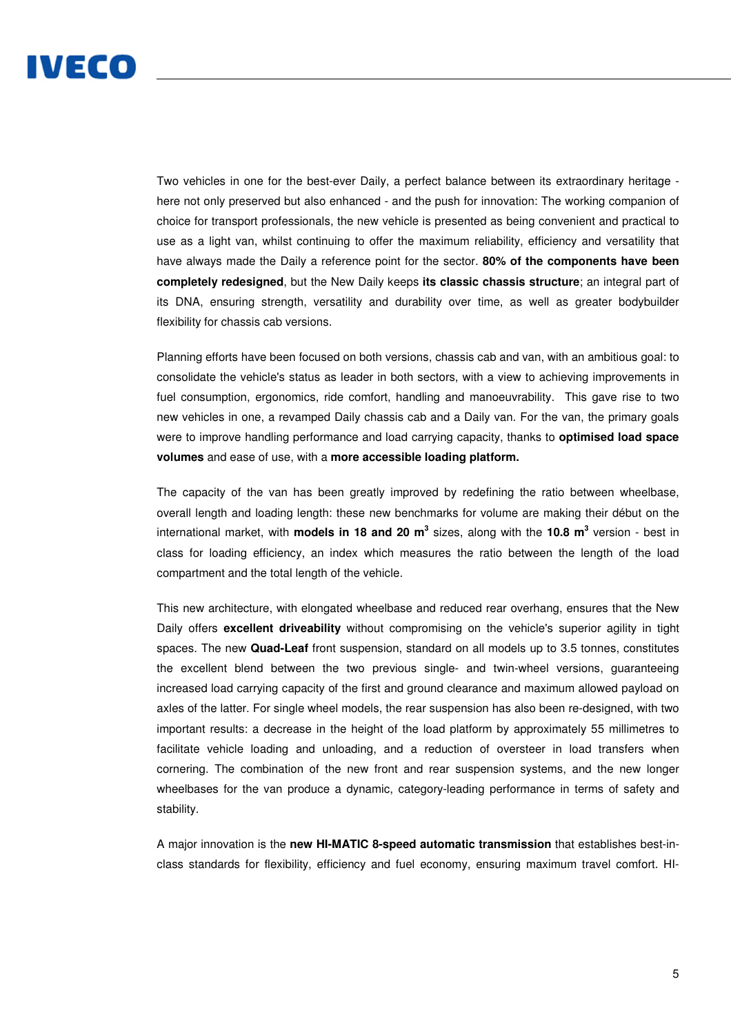Two vehicles in one for the best-ever Daily, a perfect balance between its extraordinary heritage - here not only preserved but also enhanced - and the push for innovation: The working companion of choice for transport professionals, the new vehicle is presented as being convenient and practical to use as a light van, whilst continuing to offer the maximum reliability, efficiency and versatility that have always made the Daily a reference point for the sector. **80% of the components have been completely redesigned**, but the New Daily keeps **its classic chassis structure**; an integral part of its DNA, ensuring strength, versatility and durability over time, as well as greater bodybuilder flexibility for chassis cab versions.

Planning efforts have been focused on both versions, chassis cab and van, with an ambitious goal: to consolidate the vehicle's status as leader in both sectors, with a view to achieving improvements in fuel consumption, ergonomics, ride comfort, handling and manoeuvrability. This gave rise to two new vehicles in one, a revamped Daily chassis cab and a Daily van. For the van, the primary goals were to improve handling performance and load carrying capacity, thanks to **optimised load space volumes** and ease of use, with a **more accessible loading platform.**

The capacity of the van has been greatly improved by redefining the ratio between wheelbase, overall length and loading length: these new benchmarks for volume are making their début on the international market, with **models in 18 and 20 m$^3$** sizes, along with the **10.8 m$^3$** version - best in class for loading efficiency, an index which measures the ratio between the length of the load compartment and the total length of the vehicle.

This new architecture, with elongated wheelbase and reduced rear overhang, ensures that the New Daily offers **excellent driveability** without compromising on the vehicle's superior agility in tight spaces. The new **Quad-Leaf** front suspension, standard on all models up to 3.5 tonnes, constitutes the excellent blend between the two previous single- and twin-wheel versions, guaranteeing increased load carrying capacity of the first and ground clearance and maximum allowed payload on axles of the latter. For single wheel models, the rear suspension has also been re-designed, with two important results: a decrease in the height of the load platform by approximately 55 millimetres to facilitate vehicle loading and unloading, and a reduction of oversteer in load transfers when cornering. The combination of the new front and rear suspension systems, and the new longer wheelbases for the van produce a dynamic, category-leading performance in terms of safety and stability.

A major innovation is the **new HI-MATIC 8-speed automatic transmission** that establishes best-in-class standards for flexibility, efficiency and fuel economy, ensuring maximum travel comfort. HI-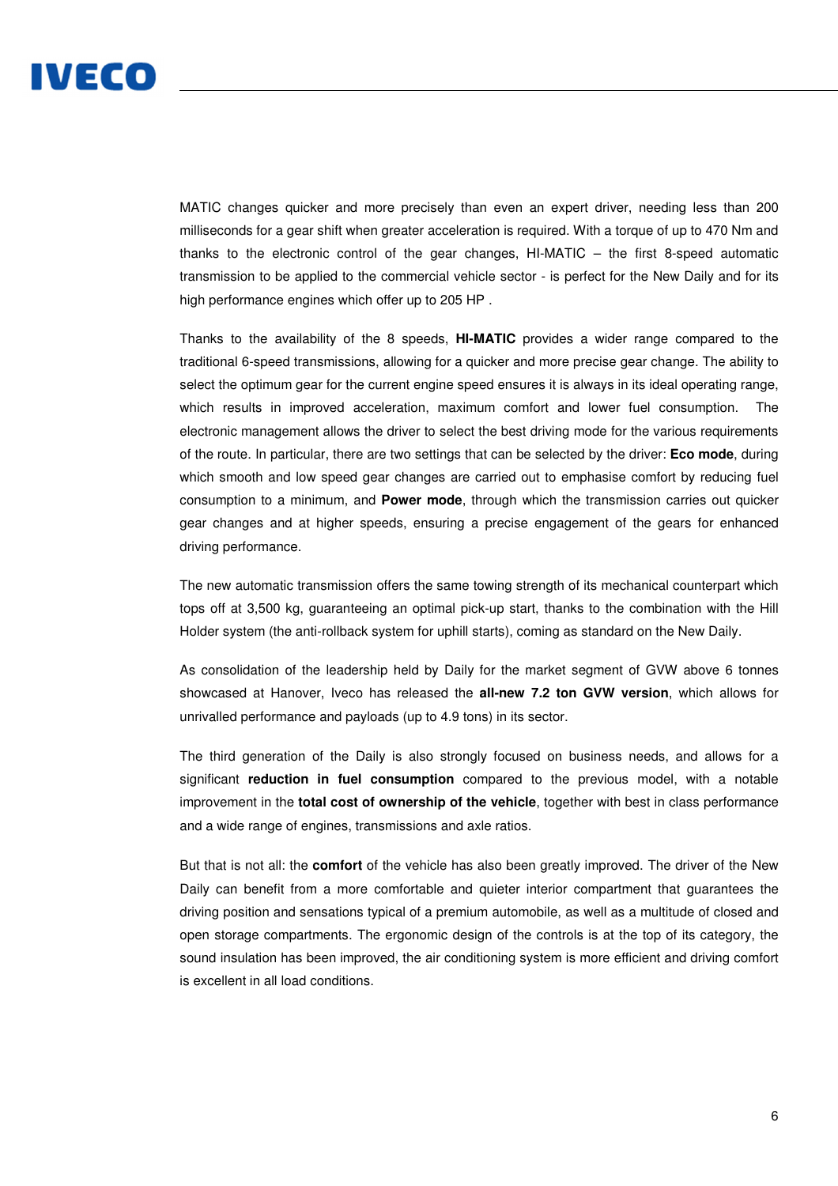MATIC changes quicker and more precisely than even an expert driver, needing less than 200 milliseconds for a gear shift when greater acceleration is required. With a torque of up to 470 Nm and thanks to the electronic control of the gear changes, HI-MATIC – the first 8-speed automatic transmission to be applied to the commercial vehicle sector - is perfect for the New Daily and for its high performance engines which offer up to 205 HP .

Thanks to the availability of the 8 speeds, **HI-MATIC** provides a wider range compared to the traditional 6-speed transmissions, allowing for a quicker and more precise gear change. The ability to select the optimum gear for the current engine speed ensures it is always in its ideal operating range, which results in improved acceleration, maximum comfort and lower fuel consumption. The electronic management allows the driver to select the best driving mode for the various requirements of the route. In particular, there are two settings that can be selected by the driver: **Eco mode**, during which smooth and low speed gear changes are carried out to emphasise comfort by reducing fuel consumption to a minimum, and **Power mode**, through which the transmission carries out quicker gear changes and at higher speeds, ensuring a precise engagement of the gears for enhanced driving performance.

The new automatic transmission offers the same towing strength of its mechanical counterpart which tops off at 3,500 kg, guaranteeing an optimal pick-up start, thanks to the combination with the Hill Holder system (the anti-rollback system for uphill starts), coming as standard on the New Daily.

As consolidation of the leadership held by Daily for the market segment of GVW above 6 tonnes showcased at Hanover, Iveco has released the **all-new 7.2 ton GVW version**, which allows for unrivalled performance and payloads (up to 4.9 tons) in its sector.

The third generation of the Daily is also strongly focused on business needs, and allows for a significant **reduction in fuel consumption** compared to the previous model, with a notable improvement in the **total cost of ownership of the vehicle**, together with best in class performance and a wide range of engines, transmissions and axle ratios.

But that is not all: the **comfort** of the vehicle has also been greatly improved. The driver of the New Daily can benefit from a more comfortable and quieter interior compartment that guarantees the driving position and sensations typical of a premium automobile, as well as a multitude of closed and open storage compartments. The ergonomic design of the controls is at the top of its category, the sound insulation has been improved, the air conditioning system is more efficient and driving comfort is excellent in all load conditions.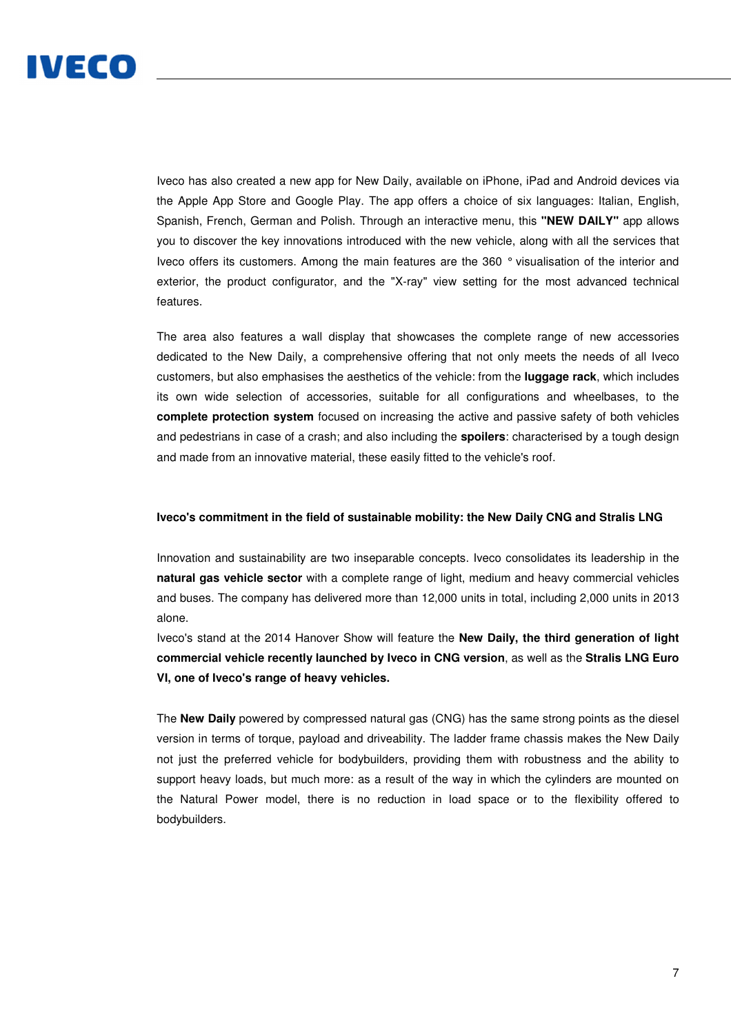Iveco has also created a new app for New Daily, available on iPhone, iPad and Android devices via the Apple App Store and Google Play. The app offers a choice of six languages: Italian, English, Spanish, French, German and Polish. Through an interactive menu, this **"NEW DAILY"** app allows you to discover the key innovations introduced with the new vehicle, along with all the services that Iveco offers its customers. Among the main features are the 360 ° visualisation of the interior and exterior, the product configurator, and the "X-ray" view setting for the most advanced technical features.

The area also features a wall display that showcases the complete range of new accessories dedicated to the New Daily, a comprehensive offering that not only meets the needs of all Iveco customers, but also emphasises the aesthetics of the vehicle: from the **luggage rack**, which includes its own wide selection of accessories, suitable for all configurations and wheelbases, to the **complete protection system** focused on increasing the active and passive safety of both vehicles and pedestrians in case of a crash; and also including the **spoilers**: characterised by a tough design and made from an innovative material, these easily fitted to the vehicle's roof.

**Iveco's commitment in the field of sustainable mobility: the New Daily CNG and Stralis LNG**

Innovation and sustainability are two inseparable concepts. Iveco consolidates its leadership in the **natural gas vehicle sector** with a complete range of light, medium and heavy commercial vehicles and buses. The company has delivered more than 12,000 units in total, including 2,000 units in 2013 alone.

Iveco's stand at the 2014 Hanover Show will feature the **New Daily, the third generation of light commercial vehicle recently launched by Iveco in CNG version**, as well as the **Stralis LNG Euro VI, one of Iveco's range of heavy vehicles.**

The **New Daily** powered by compressed natural gas (CNG) has the same strong points as the diesel version in terms of torque, payload and driveability. The ladder frame chassis makes the New Daily not just the preferred vehicle for bodybuilders, providing them with robustness and the ability to support heavy loads, but much more: as a result of the way in which the cylinders are mounted on the Natural Power model, there is no reduction in load space or to the flexibility offered to bodybuilders.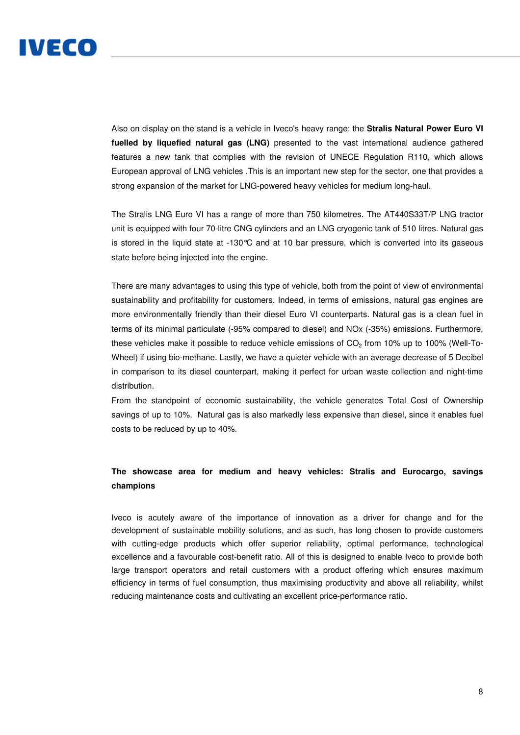Also on display on the stand is a vehicle in Iveco's heavy range: the **Stralis Natural Power Euro VI fuelled by liquefied natural gas (LNG)** presented to the vast international audience gathered features a new tank that complies with the revision of UNECE Regulation R110, which allows European approval of LNG vehicles .This is an important new step for the sector, one that provides a strong expansion of the market for LNG-powered heavy vehicles for medium long-haul.

The Stralis LNG Euro VI has a range of more than 750 kilometres. The AT440S33T/P LNG tractor unit is equipped with four 70-litre CNG cylinders and an LNG cryogenic tank of 510 litres. Natural gas is stored in the liquid state at -130°C and at 10 bar pressure, which is converted into its gaseous state before being injected into the engine.

There are many advantages to using this type of vehicle, both from the point of view of environmental sustainability and profitability for customers. Indeed, in terms of emissions, natural gas engines are more environmentally friendly than their diesel Euro VI counterparts. Natural gas is a clean fuel in terms of its minimal particulate (-95% compared to diesel) and NOx (-35%) emissions. Furthermore, these vehicles make it possible to reduce vehicle emissions of $CO_2$ from 10% up to 100% (Well-To-Wheel) if using bio-methane. Lastly, we have a quieter vehicle with an average decrease of 5 Decibel in comparison to its diesel counterpart, making it perfect for urban waste collection and night-time distribution.

From the standpoint of economic sustainability, the vehicle generates Total Cost of Ownership savings of up to 10%. Natural gas is also markedly less expensive than diesel, since it enables fuel costs to be reduced by up to 40%.

**The showcase area for medium and heavy vehicles: Stralis and Eurocargo, savings champions**

Iveco is acutely aware of the importance of innovation as a driver for change and for the development of sustainable mobility solutions, and as such, has long chosen to provide customers with cutting-edge products which offer superior reliability, optimal performance, technological excellence and a favourable cost-benefit ratio. All of this is designed to enable Iveco to provide both large transport operators and retail customers with a product offering which ensures maximum efficiency in terms of fuel consumption, thus maximising productivity and above all reliability, whilst reducing maintenance costs and cultivating an excellent price-performance ratio.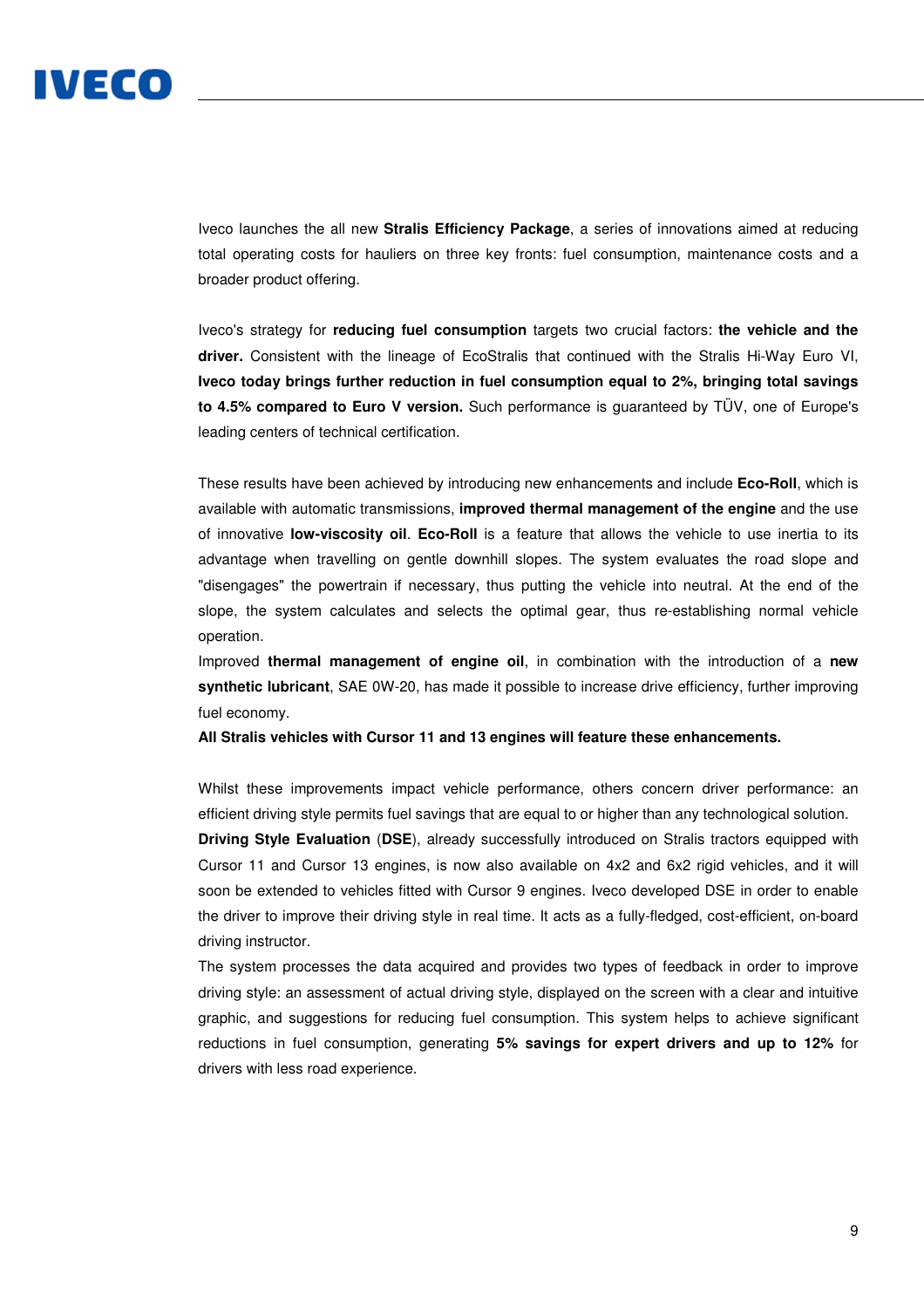Iveco launches the all new **Stralis Efficiency Package**, a series of innovations aimed at reducing total operating costs for hauliers on three key fronts: fuel consumption, maintenance costs and a broader product offering.

Iveco's strategy for **reducing fuel consumption** targets two crucial factors: **the vehicle and the driver.** Consistent with the lineage of EcoStralis that continued with the Stralis Hi-Way Euro VI, **Iveco today brings further reduction in fuel consumption equal to 2%, bringing total savings to 4.5% compared to Euro V version.** Such performance is guaranteed by TÜV, one of Europe's leading centers of technical certification.

These results have been achieved by introducing new enhancements and include **Eco-Roll**, which is available with automatic transmissions, **improved thermal management of the engine** and the use of innovative **low-viscosity oil**. **Eco-Roll** is a feature that allows the vehicle to use inertia to its advantage when travelling on gentle downhill slopes. The system evaluates the road slope and "disengages" the powertrain if necessary, thus putting the vehicle into neutral. At the end of the slope, the system calculates and selects the optimal gear, thus re-establishing normal vehicle operation.

Improved **thermal management of engine oil**, in combination with the introduction of a **new synthetic lubricant**, SAE 0W-20, has made it possible to increase drive efficiency, further improving fuel economy.

**All Stralis vehicles with Cursor 11 and 13 engines will feature these enhancements.**

Whilst these improvements impact vehicle performance, others concern driver performance: an efficient driving style permits fuel savings that are equal to or higher than any technological solution.

**Driving Style Evaluation** (**DSE**), already successfully introduced on Stralis tractors equipped with Cursor 11 and Cursor 13 engines, is now also available on 4x2 and 6x2 rigid vehicles, and it will soon be extended to vehicles fitted with Cursor 9 engines. Iveco developed DSE in order to enable the driver to improve their driving style in real time. It acts as a fully-fledged, cost-efficient, on-board driving instructor.

The system processes the data acquired and provides two types of feedback in order to improve driving style: an assessment of actual driving style, displayed on the screen with a clear and intuitive graphic, and suggestions for reducing fuel consumption. This system helps to achieve significant reductions in fuel consumption, generating **5% savings for expert drivers and up to 12%** for drivers with less road experience.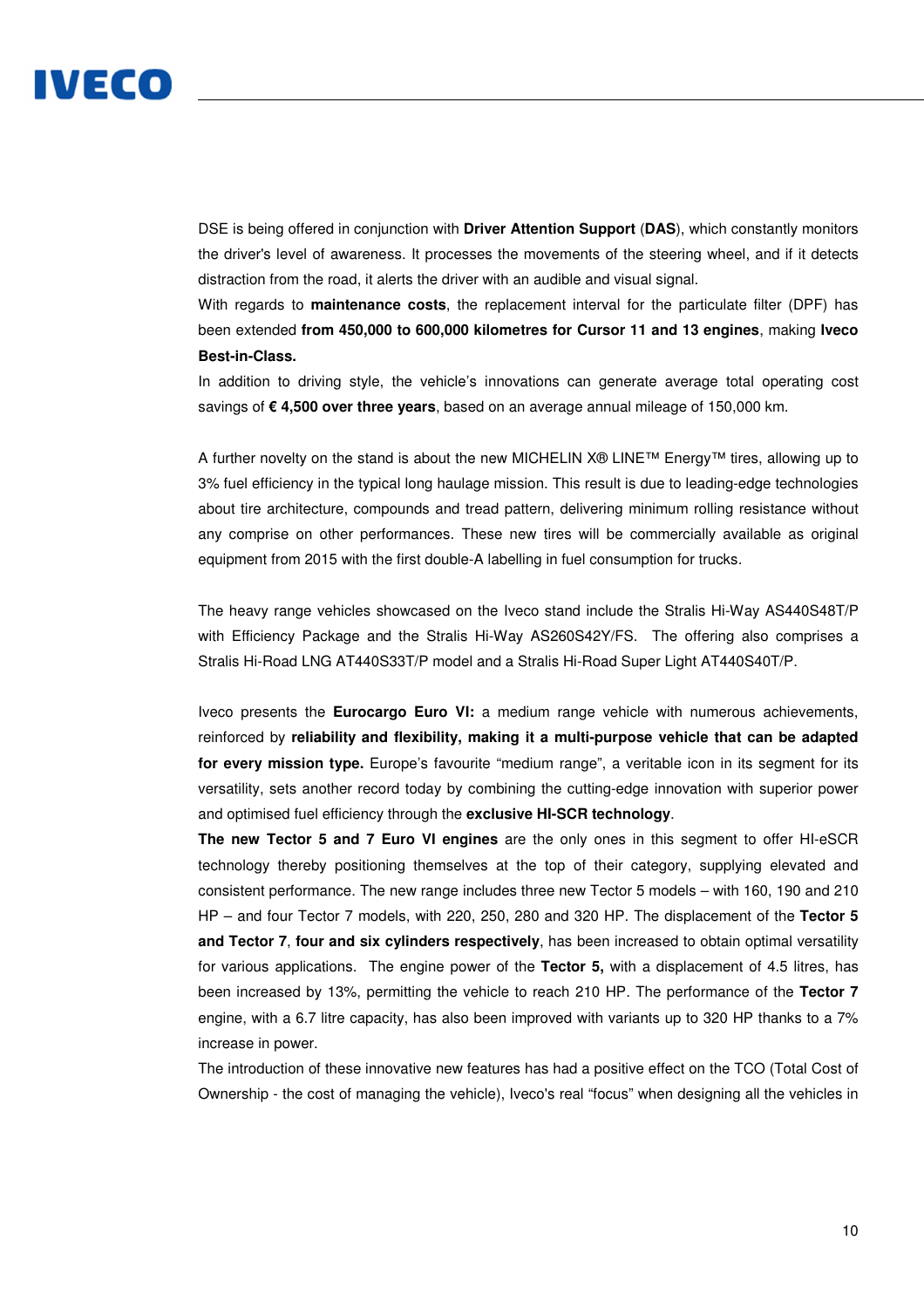DSE is being offered in conjunction with **Driver Attention Support** (**DAS**), which constantly monitors the driver's level of awareness. It processes the movements of the steering wheel, and if it detects distraction from the road, it alerts the driver with an audible and visual signal.
With regards to **maintenance costs**, the replacement interval for the particulate filter (DPF) has been extended **from 450,000 to 600,000 kilometres for Cursor 11 and 13 engines**, making **Iveco Best-in-Class.**
In addition to driving style, the vehicle's innovations can generate average total operating cost savings of **€ 4,500 over three years**, based on an average annual mileage of 150,000 km.

A further novelty on the stand is about the new MICHELIN X® LINE™ Energy™ tires, allowing up to 3% fuel efficiency in the typical long haulage mission. This result is due to leading-edge technologies about tire architecture, compounds and tread pattern, delivering minimum rolling resistance without any comprise on other performances. These new tires will be commercially available as original equipment from 2015 with the first double-A labelling in fuel consumption for trucks.

The heavy range vehicles showcased on the Iveco stand include the Stralis Hi-Way AS440S48T/P with Efficiency Package and the Stralis Hi-Way AS260S42Y/FS. The offering also comprises a Stralis Hi-Road LNG AT440S33T/P model and a Stralis Hi-Road Super Light AT440S40T/P.

Iveco presents the **Eurocargo Euro VI:** a medium range vehicle with numerous achievements, reinforced by **reliability and flexibility, making it a multi-purpose vehicle that can be adapted for every mission type.** Europe's favourite "medium range", a veritable icon in its segment for its versatility, sets another record today by combining the cutting-edge innovation with superior power and optimised fuel efficiency through the **exclusive HI-SCR technology**.
**The new Tector 5 and 7 Euro VI engines** are the only ones in this segment to offer HI-eSCR technology thereby positioning themselves at the top of their category, supplying elevated and consistent performance. The new range includes three new Tector 5 models – with 160, 190 and 210 HP – and four Tector 7 models, with 220, 250, 280 and 320 HP. The displacement of the **Tector 5 and Tector 7**, **four and six cylinders respectively**, has been increased to obtain optimal versatility for various applications. The engine power of the **Tector 5,** with a displacement of 4.5 litres, has been increased by 13%, permitting the vehicle to reach 210 HP. The performance of the **Tector 7** engine, with a 6.7 litre capacity, has also been improved with variants up to 320 HP thanks to a 7% increase in power.
The introduction of these innovative new features has had a positive effect on the TCO (Total Cost of Ownership - the cost of managing the vehicle), Iveco's real "focus" when designing all the vehicles in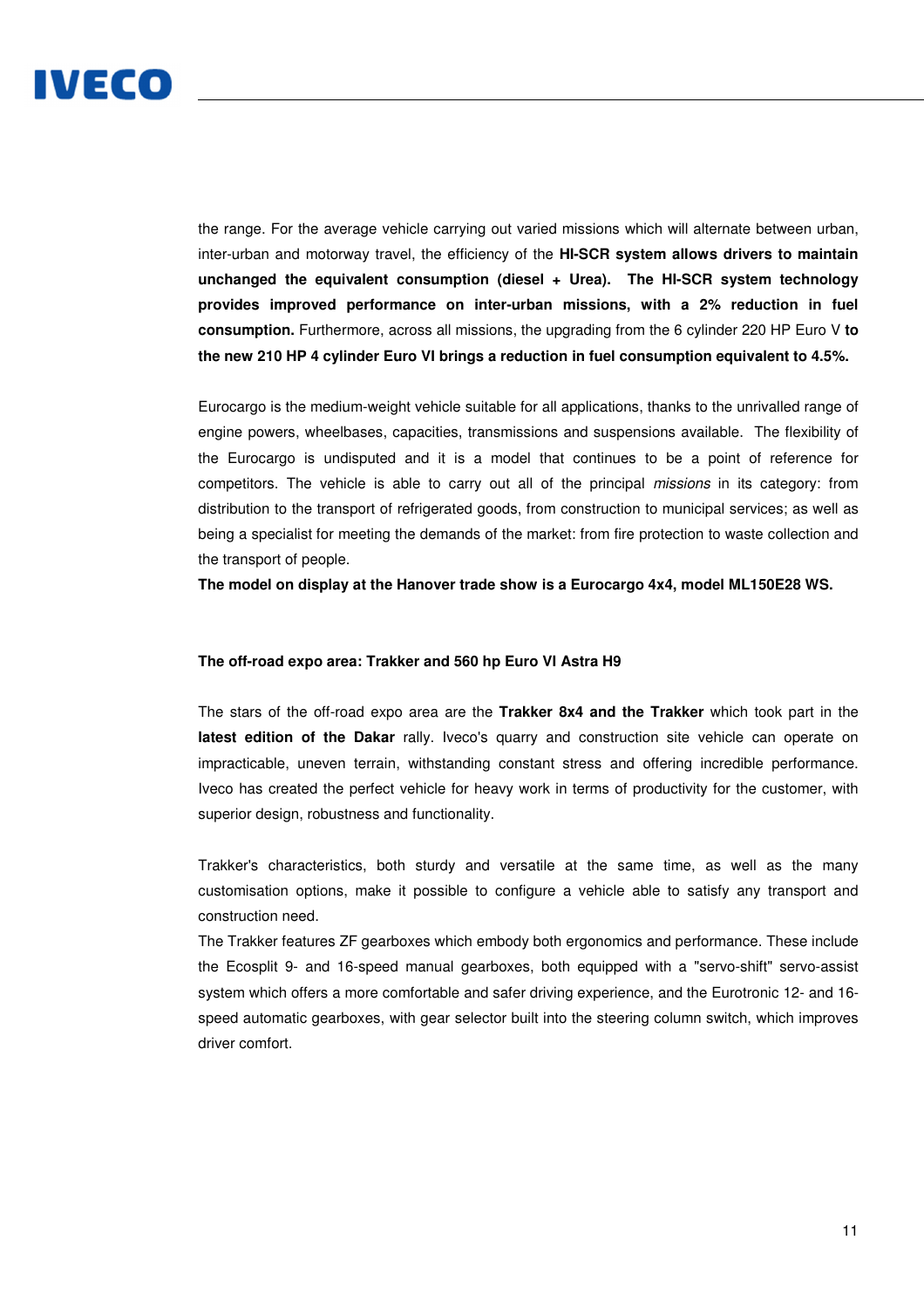the range. For the average vehicle carrying out varied missions which will alternate between urban, inter-urban and motorway travel, the efficiency of the **HI-SCR system allows drivers to maintain unchanged the equivalent consumption (diesel + Urea). The HI-SCR system technology provides improved performance on inter-urban missions, with a 2% reduction in fuel consumption.** Furthermore, across all missions, the upgrading from the 6 cylinder 220 HP Euro V **to the new 210 HP 4 cylinder Euro VI brings a reduction in fuel consumption equivalent to 4.5%.**

Eurocargo is the medium-weight vehicle suitable for all applications, thanks to the unrivalled range of engine powers, wheelbases, capacities, transmissions and suspensions available. The flexibility of the Eurocargo is undisputed and it is a model that continues to be a point of reference for competitors. The vehicle is able to carry out all of the principal *missions* in its category: from distribution to the transport of refrigerated goods, from construction to municipal services; as well as being a specialist for meeting the demands of the market: from fire protection to waste collection and the transport of people.
**The model on display at the Hanover trade show is a Eurocargo 4x4, model ML150E28 WS.**

**The off-road expo area: Trakker and 560 hp Euro VI Astra H9**

The stars of the off-road expo area are the **Trakker 8x4 and the Trakker** which took part in the **latest edition of the Dakar** rally. Iveco's quarry and construction site vehicle can operate on impracticable, uneven terrain, withstanding constant stress and offering incredible performance. Iveco has created the perfect vehicle for heavy work in terms of productivity for the customer, with superior design, robustness and functionality.

Trakker's characteristics, both sturdy and versatile at the same time, as well as the many customisation options, make it possible to configure a vehicle able to satisfy any transport and construction need.
The Trakker features ZF gearboxes which embody both ergonomics and performance. These include the Ecosplit 9- and 16-speed manual gearboxes, both equipped with a "servo-shift" servo-assist system which offers a more comfortable and safer driving experience, and the Eurotronic 12- and 16-speed automatic gearboxes, with gear selector built into the steering column switch, which improves driver comfort.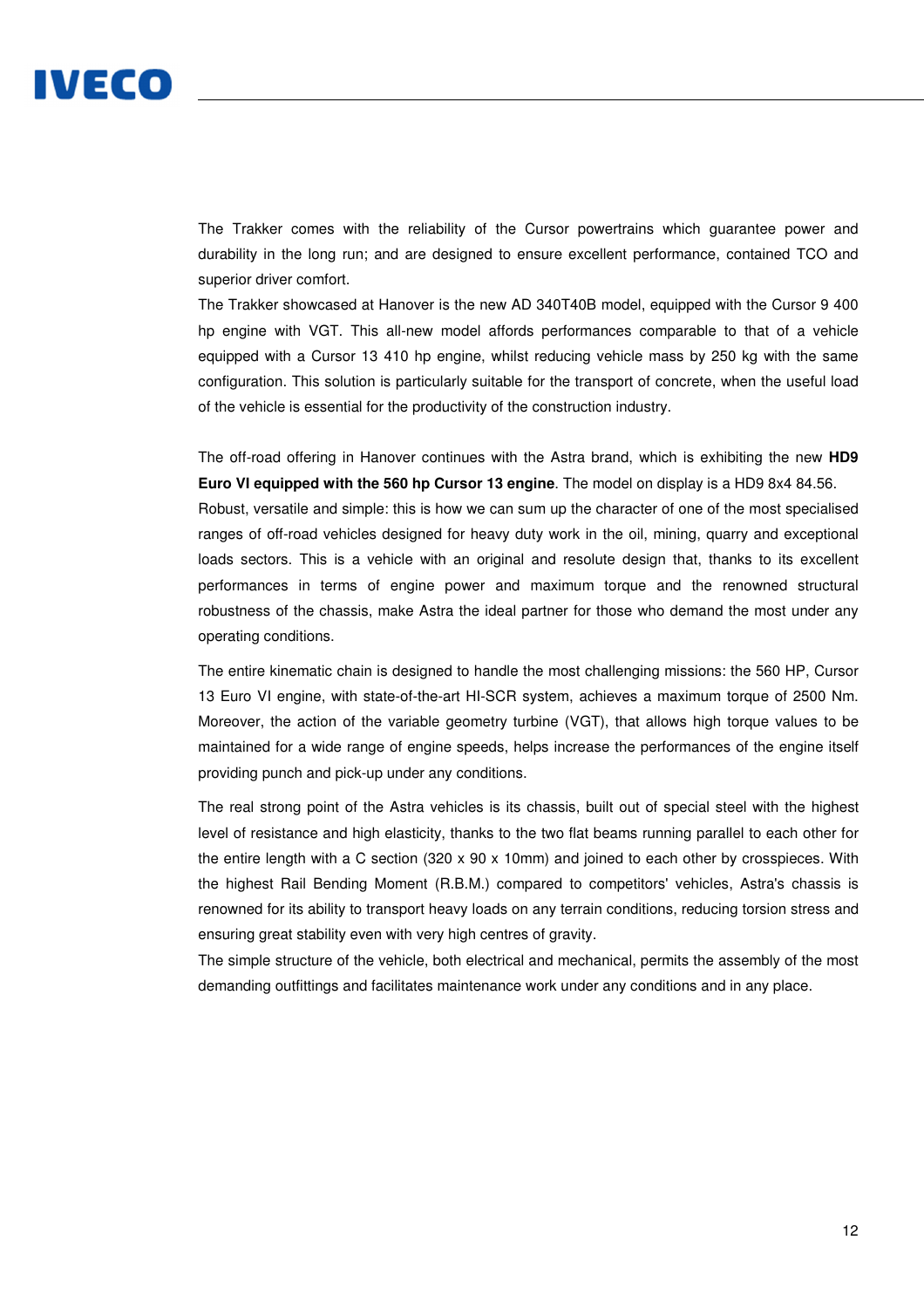The Trakker comes with the reliability of the Cursor powertrains which guarantee power and durability in the long run; and are designed to ensure excellent performance, contained TCO and superior driver comfort.
The Trakker showcased at Hanover is the new AD 340T40B model, equipped with the Cursor 9 400 hp engine with VGT. This all-new model affords performances comparable to that of a vehicle equipped with a Cursor 13 410 hp engine, whilst reducing vehicle mass by 250 kg with the same configuration. This solution is particularly suitable for the transport of concrete, when the useful load of the vehicle is essential for the productivity of the construction industry.

The off-road offering in Hanover continues with the Astra brand, which is exhibiting the new **HD9 Euro VI equipped with the 560 hp Cursor 13 engine**. The model on display is a HD9 8x4 84.56.
Robust, versatile and simple: this is how we can sum up the character of one of the most specialised ranges of off-road vehicles designed for heavy duty work in the oil, mining, quarry and exceptional loads sectors. This is a vehicle with an original and resolute design that, thanks to its excellent performances in terms of engine power and maximum torque and the renowned structural robustness of the chassis, make Astra the ideal partner for those who demand the most under any operating conditions.

The entire kinematic chain is designed to handle the most challenging missions: the 560 HP, Cursor 13 Euro VI engine, with state-of-the-art HI-SCR system, achieves a maximum torque of 2500 Nm. Moreover, the action of the variable geometry turbine (VGT), that allows high torque values to be maintained for a wide range of engine speeds, helps increase the performances of the engine itself providing punch and pick-up under any conditions.

The real strong point of the Astra vehicles is its chassis, built out of special steel with the highest level of resistance and high elasticity, thanks to the two flat beams running parallel to each other for the entire length with a C section (320 x 90 x 10mm) and joined to each other by crosspieces. With the highest Rail Bending Moment (R.B.M.) compared to competitors' vehicles, Astra's chassis is renowned for its ability to transport heavy loads on any terrain conditions, reducing torsion stress and ensuring great stability even with very high centres of gravity.
The simple structure of the vehicle, both electrical and mechanical, permits the assembly of the most demanding outfittings and facilitates maintenance work under any conditions and in any place.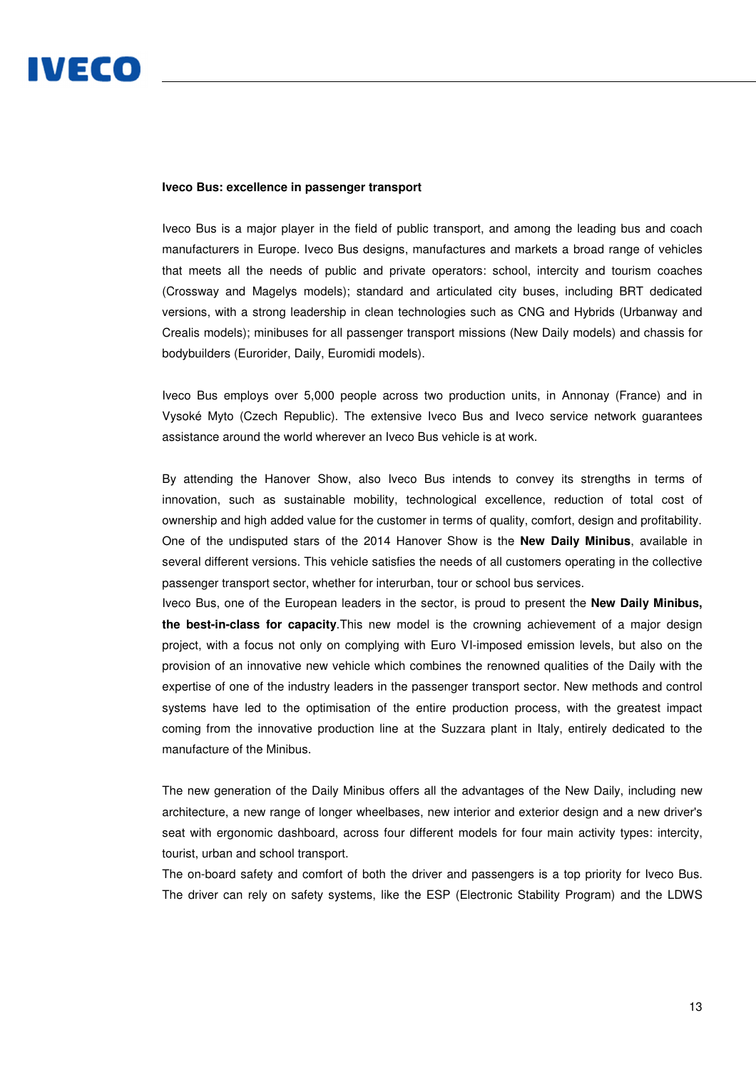**Iveco Bus: excellence in passenger transport**

Iveco Bus is a major player in the field of public transport, and among the leading bus and coach manufacturers in Europe. Iveco Bus designs, manufactures and markets a broad range of vehicles that meets all the needs of public and private operators: school, intercity and tourism coaches (Crossway and Magelys models); standard and articulated city buses, including BRT dedicated versions, with a strong leadership in clean technologies such as CNG and Hybrids (Urbanway and Crealis models); minibuses for all passenger transport missions (New Daily models) and chassis for bodybuilders (Eurorider, Daily, Euromidi models).

Iveco Bus employs over 5,000 people across two production units, in Annonay (France) and in Vysoké Myto (Czech Republic). The extensive Iveco Bus and Iveco service network guarantees assistance around the world wherever an Iveco Bus vehicle is at work.

By attending the Hanover Show, also Iveco Bus intends to convey its strengths in terms of innovation, such as sustainable mobility, technological excellence, reduction of total cost of ownership and high added value for the customer in terms of quality, comfort, design and profitability. One of the undisputed stars of the 2014 Hanover Show is the **New Daily Minibus**, available in several different versions. This vehicle satisfies the needs of all customers operating in the collective passenger transport sector, whether for interurban, tour or school bus services.
Iveco Bus, one of the European leaders in the sector, is proud to present the **New Daily Minibus, the best-in-class for capacity**.This new model is the crowning achievement of a major design project, with a focus not only on complying with Euro VI-imposed emission levels, but also on the provision of an innovative new vehicle which combines the renowned qualities of the Daily with the expertise of one of the industry leaders in the passenger transport sector. New methods and control systems have led to the optimisation of the entire production process, with the greatest impact coming from the innovative production line at the Suzzara plant in Italy, entirely dedicated to the manufacture of the Minibus.

The new generation of the Daily Minibus offers all the advantages of the New Daily, including new architecture, a new range of longer wheelbases, new interior and exterior design and a new driver's seat with ergonomic dashboard, across four different models for four main activity types: intercity, tourist, urban and school transport.
The on-board safety and comfort of both the driver and passengers is a top priority for Iveco Bus. The driver can rely on safety systems, like the ESP (Electronic Stability Program) and the LDWS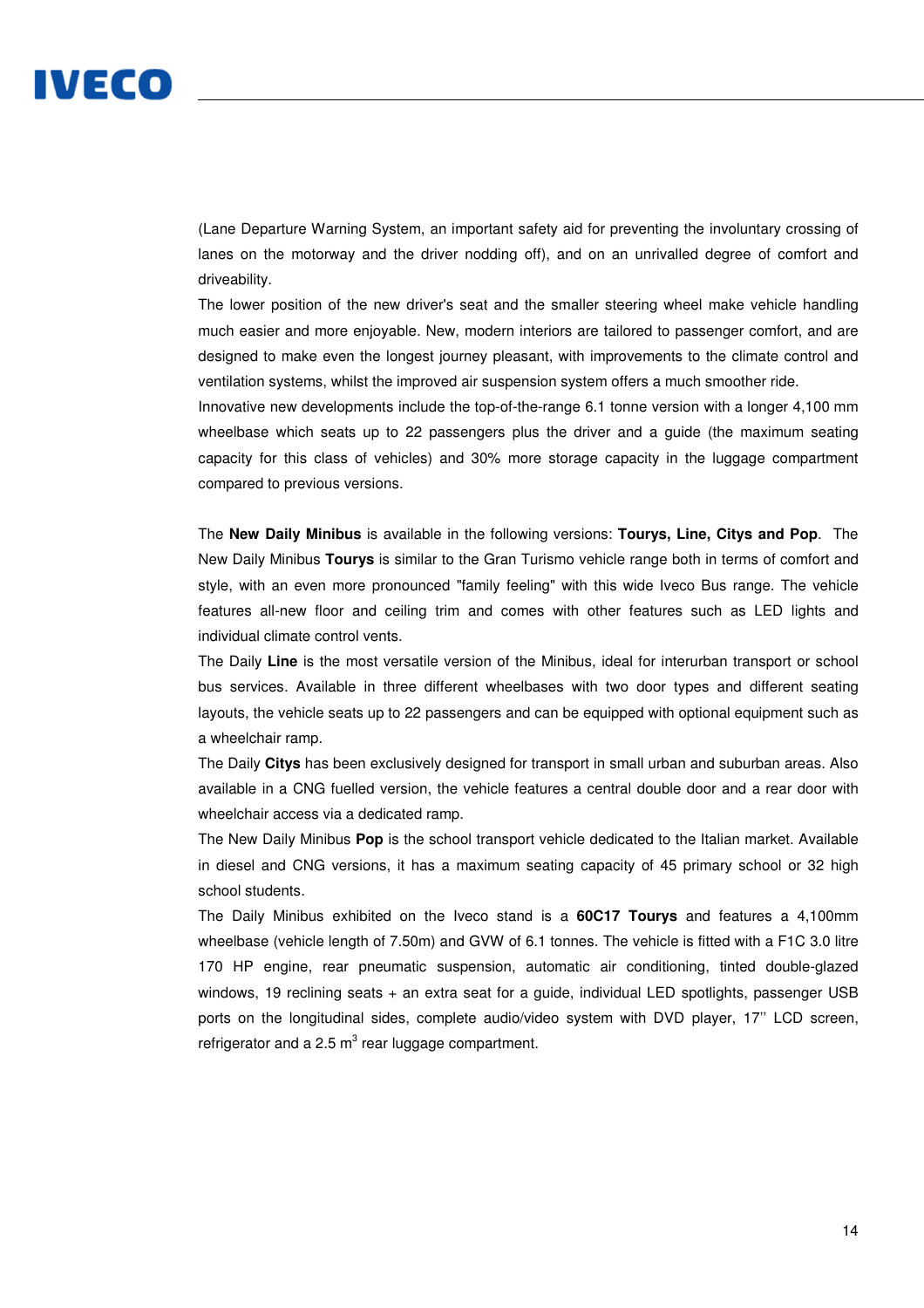(Lane Departure Warning System, an important safety aid for preventing the involuntary crossing of lanes on the motorway and the driver nodding off), and on an unrivalled degree of comfort and driveability.

The lower position of the new driver's seat and the smaller steering wheel make vehicle handling much easier and more enjoyable. New, modern interiors are tailored to passenger comfort, and are designed to make even the longest journey pleasant, with improvements to the climate control and ventilation systems, whilst the improved air suspension system offers a much smoother ride.

Innovative new developments include the top-of-the-range 6.1 tonne version with a longer 4,100 mm wheelbase which seats up to 22 passengers plus the driver and a guide (the maximum seating capacity for this class of vehicles) and 30% more storage capacity in the luggage compartment compared to previous versions.

The **New Daily Minibus** is available in the following versions: **Tourys, Line, Citys and Pop**. The New Daily Minibus **Tourys** is similar to the Gran Turismo vehicle range both in terms of comfort and style, with an even more pronounced "family feeling" with this wide Iveco Bus range. The vehicle features all-new floor and ceiling trim and comes with other features such as LED lights and individual climate control vents.

The Daily **Line** is the most versatile version of the Minibus, ideal for interurban transport or school bus services. Available in three different wheelbases with two door types and different seating layouts, the vehicle seats up to 22 passengers and can be equipped with optional equipment such as a wheelchair ramp.

The Daily **Citys** has been exclusively designed for transport in small urban and suburban areas. Also available in a CNG fuelled version, the vehicle features a central double door and a rear door with wheelchair access via a dedicated ramp.

The New Daily Minibus **Pop** is the school transport vehicle dedicated to the Italian market. Available in diesel and CNG versions, it has a maximum seating capacity of 45 primary school or 32 high school students.

The Daily Minibus exhibited on the Iveco stand is a **60C17 Tourys** and features a 4,100mm wheelbase (vehicle length of 7.50m) and GVW of 6.1 tonnes. The vehicle is fitted with a F1C 3.0 litre 170 HP engine, rear pneumatic suspension, automatic air conditioning, tinted double-glazed windows, 19 reclining seats + an extra seat for a guide, individual LED spotlights, passenger USB ports on the longitudinal sides, complete audio/video system with DVD player, 17'' LCD screen, refrigerator and a 2.5 $m^3$ rear luggage compartment.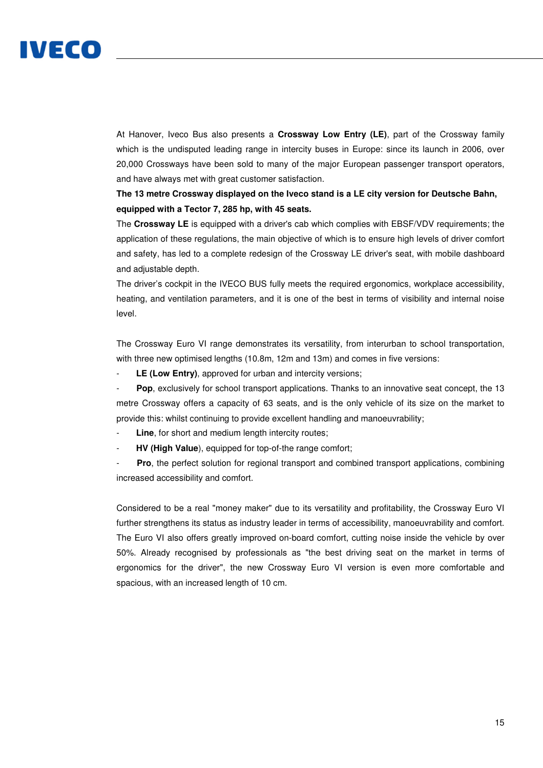At Hanover, Iveco Bus also presents a **Crossway Low Entry (LE)**, part of the Crossway family which is the undisputed leading range in intercity buses in Europe: since its launch in 2006, over 20,000 Crossways have been sold to many of the major European passenger transport operators, and have always met with great customer satisfaction.

**The 13 metre Crossway displayed on the Iveco stand is a LE city version for Deutsche Bahn, equipped with a Tector 7, 285 hp, with 45 seats.**

The **Crossway LE** is equipped with a driver's cab which complies with EBSF/VDV requirements; the application of these regulations, the main objective of which is to ensure high levels of driver comfort and safety, has led to a complete redesign of the Crossway LE driver's seat, with mobile dashboard and adjustable depth.

The driver's cockpit in the IVECO BUS fully meets the required ergonomics, workplace accessibility, heating, and ventilation parameters, and it is one of the best in terms of visibility and internal noise level.

The Crossway Euro VI range demonstrates its versatility, from interurban to school transportation, with three new optimised lengths (10.8m, 12m and 13m) and comes in five versions:

- **LE (Low Entry)**, approved for urban and intercity versions;
- **Pop**, exclusively for school transport applications. Thanks to an innovative seat concept, the 13 metre Crossway offers a capacity of 63 seats, and is the only vehicle of its size on the market to provide this: whilst continuing to provide excellent handling and manoeuvrability;
- **Line**, for short and medium length intercity routes;
- **HV (High Value)**, equipped for top-of-the range comfort;
- **Pro**, the perfect solution for regional transport and combined transport applications, combining increased accessibility and comfort.

Considered to be a real "money maker" due to its versatility and profitability, the Crossway Euro VI further strengthens its status as industry leader in terms of accessibility, manoeuvrability and comfort. The Euro VI also offers greatly improved on-board comfort, cutting noise inside the vehicle by over 50%. Already recognised by professionals as "the best driving seat on the market in terms of ergonomics for the driver", the new Crossway Euro VI version is even more comfortable and spacious, with an increased length of 10 cm.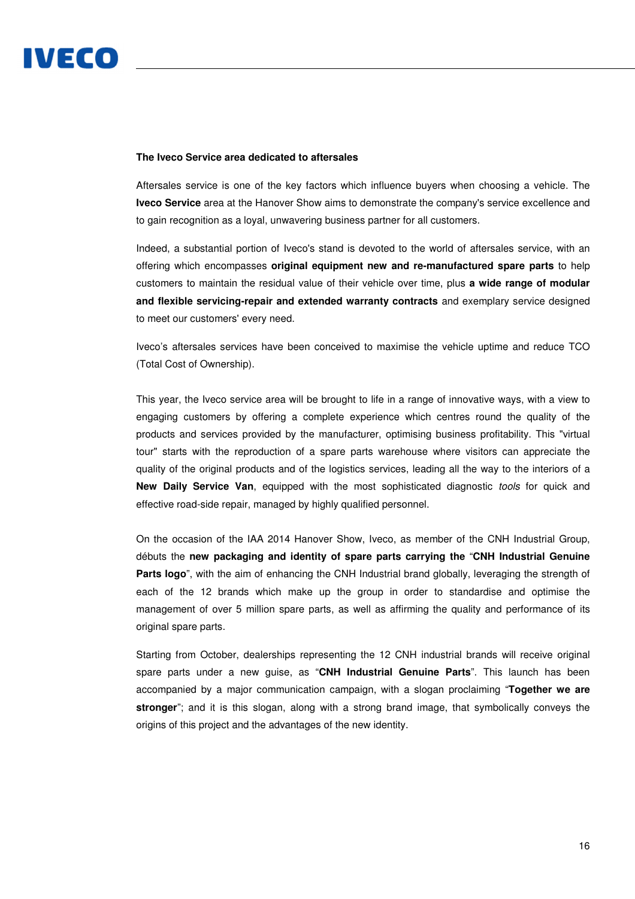**The Iveco Service area dedicated to aftersales**

Aftersales service is one of the key factors which influence buyers when choosing a vehicle. The **Iveco Service** area at the Hanover Show aims to demonstrate the company's service excellence and to gain recognition as a loyal, unwavering business partner for all customers.

Indeed, a substantial portion of Iveco's stand is devoted to the world of aftersales service, with an offering which encompasses **original equipment new and re-manufactured spare parts** to help customers to maintain the residual value of their vehicle over time, plus **a wide range of modular and flexible servicing-repair and extended warranty contracts** and exemplary service designed to meet our customers' every need.

Iveco's aftersales services have been conceived to maximise the vehicle uptime and reduce TCO (Total Cost of Ownership).

This year, the Iveco service area will be brought to life in a range of innovative ways, with a view to engaging customers by offering a complete experience which centres round the quality of the products and services provided by the manufacturer, optimising business profitability. This "virtual tour" starts with the reproduction of a spare parts warehouse where visitors can appreciate the quality of the original products and of the logistics services, leading all the way to the interiors of a **New Daily Service Van**, equipped with the most sophisticated diagnostic *tools* for quick and effective road-side repair, managed by highly qualified personnel.

On the occasion of the IAA 2014 Hanover Show, Iveco, as member of the CNH Industrial Group, débuts the **new packaging and identity of spare parts carrying the** "**CNH Industrial Genuine Parts logo**", with the aim of enhancing the CNH Industrial brand globally, leveraging the strength of each of the 12 brands which make up the group in order to standardise and optimise the management of over 5 million spare parts, as well as affirming the quality and performance of its original spare parts.

Starting from October, dealerships representing the 12 CNH industrial brands will receive original spare parts under a new guise, as "**CNH Industrial Genuine Parts**". This launch has been accompanied by a major communication campaign, with a slogan proclaiming "**Together we are stronger**"; and it is this slogan, along with a strong brand image, that symbolically conveys the origins of this project and the advantages of the new identity.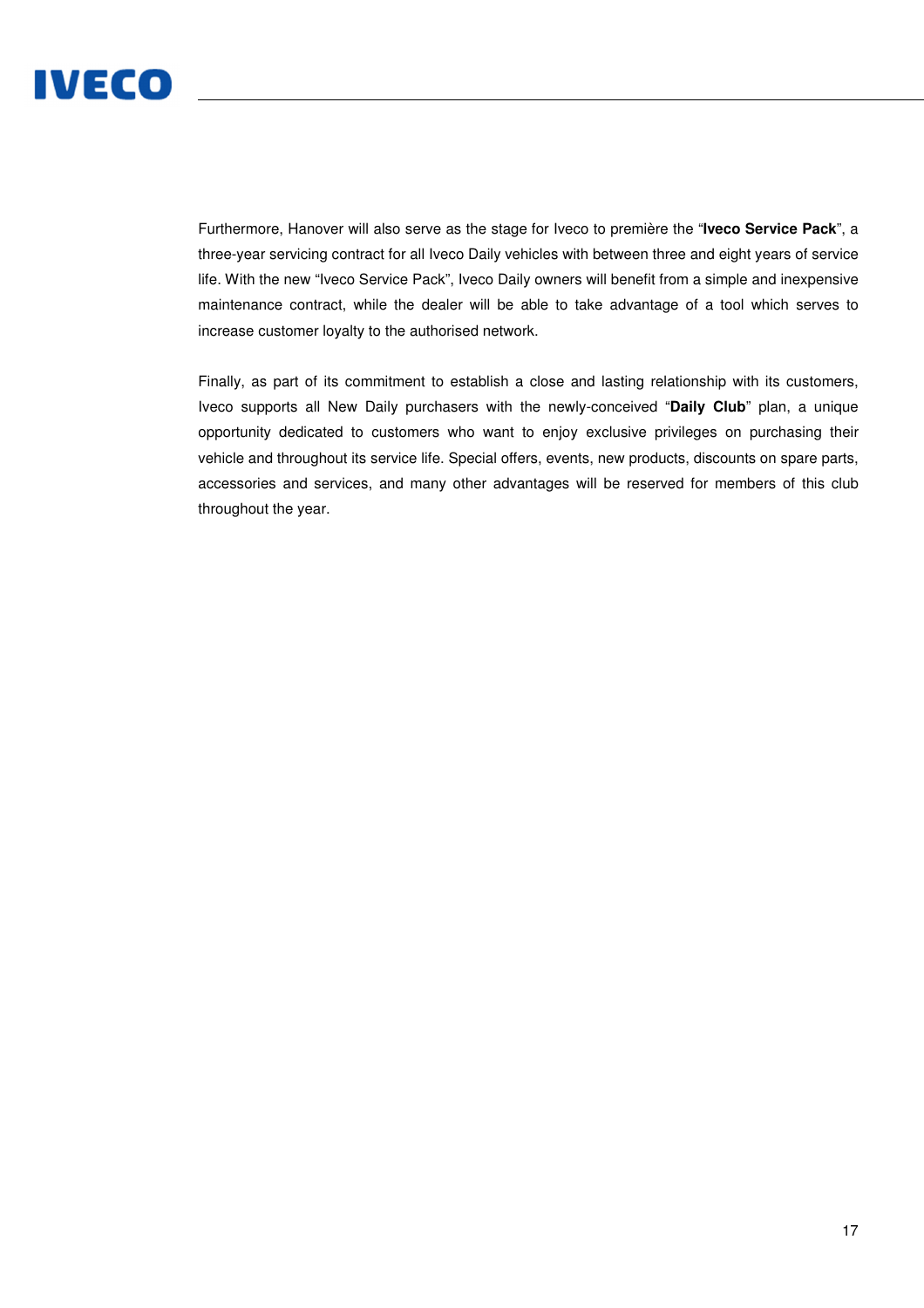Furthermore, Hanover will also serve as the stage for Iveco to première the "**Iveco Service Pack**", a three-year servicing contract for all Iveco Daily vehicles with between three and eight years of service life. With the new "Iveco Service Pack", Iveco Daily owners will benefit from a simple and inexpensive maintenance contract, while the dealer will be able to take advantage of a tool which serves to increase customer loyalty to the authorised network.

Finally, as part of its commitment to establish a close and lasting relationship with its customers, Iveco supports all New Daily purchasers with the newly-conceived "**Daily Club**" plan, a unique opportunity dedicated to customers who want to enjoy exclusive privileges on purchasing their vehicle and throughout its service life. Special offers, events, new products, discounts on spare parts, accessories and services, and many other advantages will be reserved for members of this club throughout the year.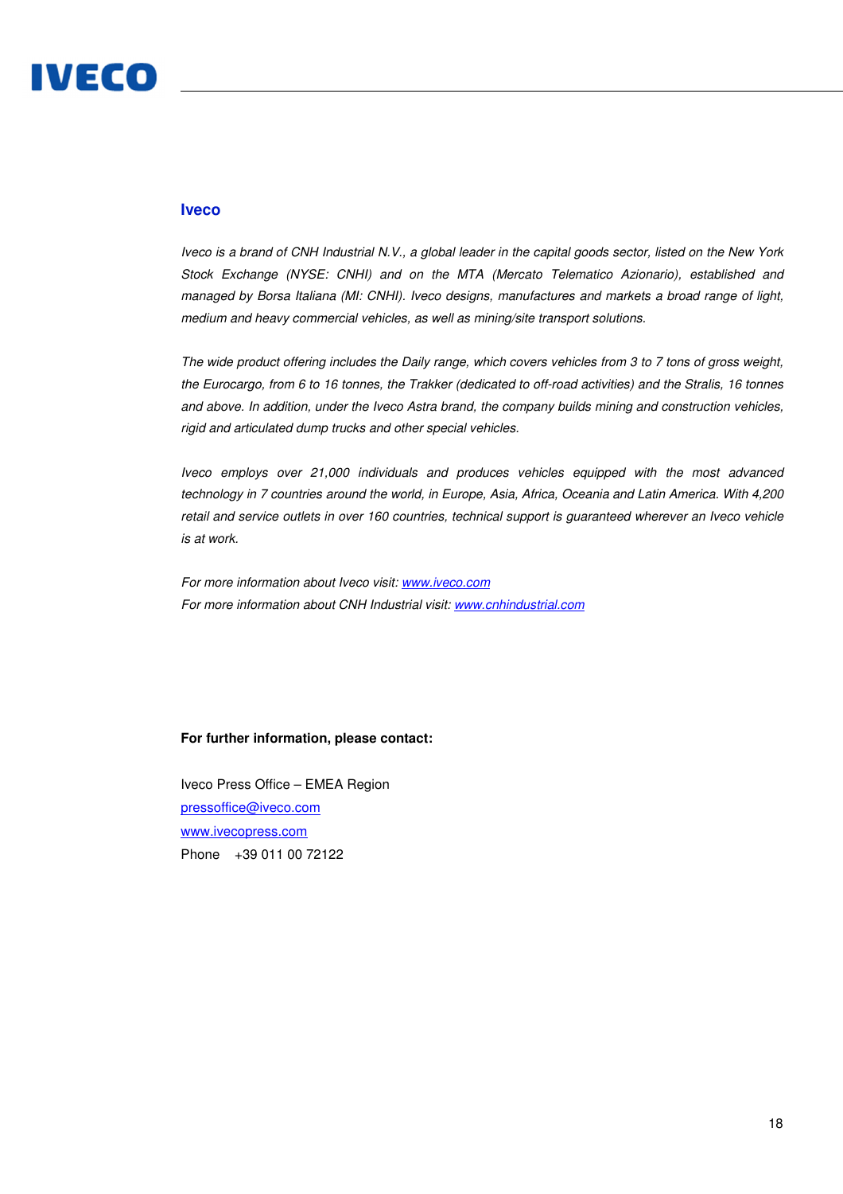## Iveco

*Iveco is a brand of CNH Industrial N.V., a global leader in the capital goods sector, listed on the New York Stock Exchange (NYSE: CNHI) and on the MTA (Mercato Telematico Azionario), established and managed by Borsa Italiana (MI: CNHI). Iveco designs, manufactures and markets a broad range of light, medium and heavy commercial vehicles, as well as mining/site transport solutions.*

*The wide product offering includes the Daily range, which covers vehicles from 3 to 7 tons of gross weight, the Eurocargo, from 6 to 16 tonnes, the Trakker (dedicated to off-road activities) and the Stralis, 16 tonnes and above. In addition, under the Iveco Astra brand, the company builds mining and construction vehicles, rigid and articulated dump trucks and other special vehicles.*

*Iveco employs over 21,000 individuals and produces vehicles equipped with the most advanced technology in 7 countries around the world, in Europe, Asia, Africa, Oceania and Latin America. With 4,200 retail and service outlets in over 160 countries, technical support is guaranteed wherever an Iveco vehicle is at work.*

*For more information about Iveco visit: www.iveco.com*
*For more information about CNH Industrial visit: www.cnhindustrial.com*

**For further information, please contact:**

Iveco Press Office – EMEA Region
pressoffice@iveco.com
www.ivecopress.com
Phone +39 011 00 72122